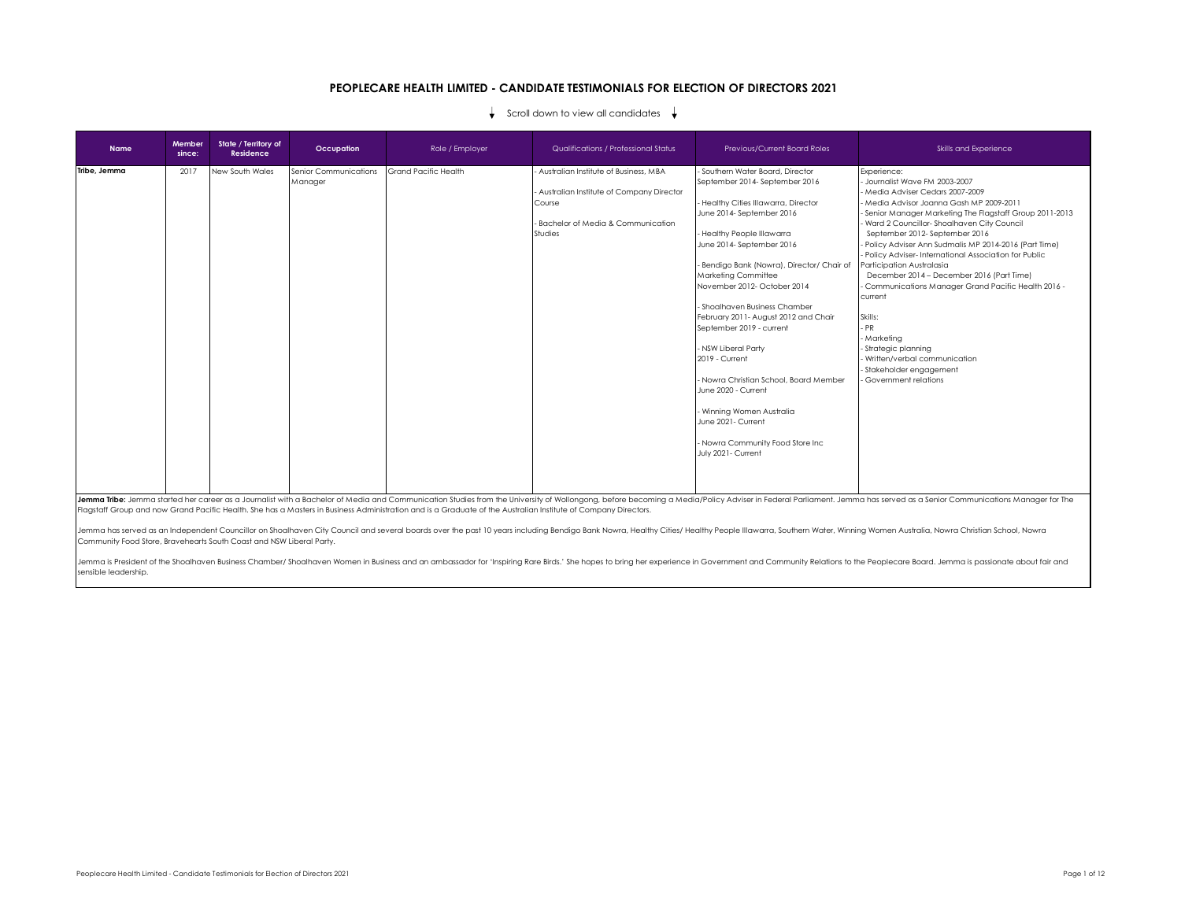# PEOPLECARE HEALTH LIMITED - CANDIDATE TESTIMONIALS FOR ELECTION OF DIRECTORS 2021

↓ Scroll down to view all candidates ↓

| Name | Member since: | State / Territory of Residence | Occupation | Role / Employer | Qualifications / Professional Status | Previous/Current Board Roles | Skills and Experience |
|---|---|---|---|---|---|---|---|
| **Tribe, Jemma** | 2017 | New South Wales | Senior Communications Manager | Grand Pacific Health | - Australian Institute of Business, MBA<br><br>- Australian Institute of Company Director Course<br><br>- Bachelor of Media & Communication Studies | - Southern Water Board, Director September 2014- September 2016<br><br>- Healthy Cities Illawarra, Director June 2014- September 2016<br><br>- Healthy People Illawarra June 2014- September 2016<br><br>- Bendigo Bank (Nowra), Director/ Chair of Marketing Committee November 2012- October 2014<br><br>- Shoalhaven Business Chamber February 2011- August 2012 and Chair September 2019 - current<br><br>- NSW Liberal Party 2019 - Current<br><br>- Nowra Christian School, Board Member June 2020 - Current<br><br>- Winning Women Australia June 2021- Current<br><br>- Nowra Community Food Store Inc July 2021- Current | Experience:<br>- Journalist Wave FM 2003-2007<br>- Media Adviser Cedars 2007-2009<br>- Media Advisor Joanna Gash MP 2009-2011<br>- Senior Manager Marketing The Flagstaff Group 2011-2013<br>- Ward 2 Councillor- Shoalhaven City Council September 2012- September 2016<br>- Policy Adviser Ann Sudmalis MP 2014-2016 (Part Time)<br>- Policy Adviser- International Association for Public Participation Australasia December 2014 – December 2016 (Part Time)<br>- Communications Manager Grand Pacific Health 2016 - current<br><br>Skills:<br>- PR<br>- Marketing<br>- Strategic planning<br>- Written/verbal communication<br>- Stakeholder engagement<br>- Government relations |

**Jemma Tribe:** Jemma started her career as a Journalist with a Bachelor of Media and Communication Studies from the University of Wollongong, before becoming a Media/Policy Adviser in Federal Parliament. Jemma has served as a Senior Communications Manager for The Flagstaff Group and now Grand Pacific Health. She has a Masters in Business Administration and is a Graduate of the Australian Institute of Company Directors.

Jemma has served as an Independent Councillor on Shoalhaven City Council and several boards over the past 10 years including Bendigo Bank Nowra, Healthy Cities/ Healthy People Illawarra, Southern Water, Winning Women Australia, Nowra Christian School, Nowra Community Food Store, Bravehearts South Coast and NSW Liberal Party.

Jemma is President of the Shoalhaven Business Chamber/ Shoalhaven Women in Business and an ambassador for 'Inspiring Rare Birds.' She hopes to bring her experience in Government and Community Relations to the Peoplecare Board. Jemma is passionate about fair and sensible leadership.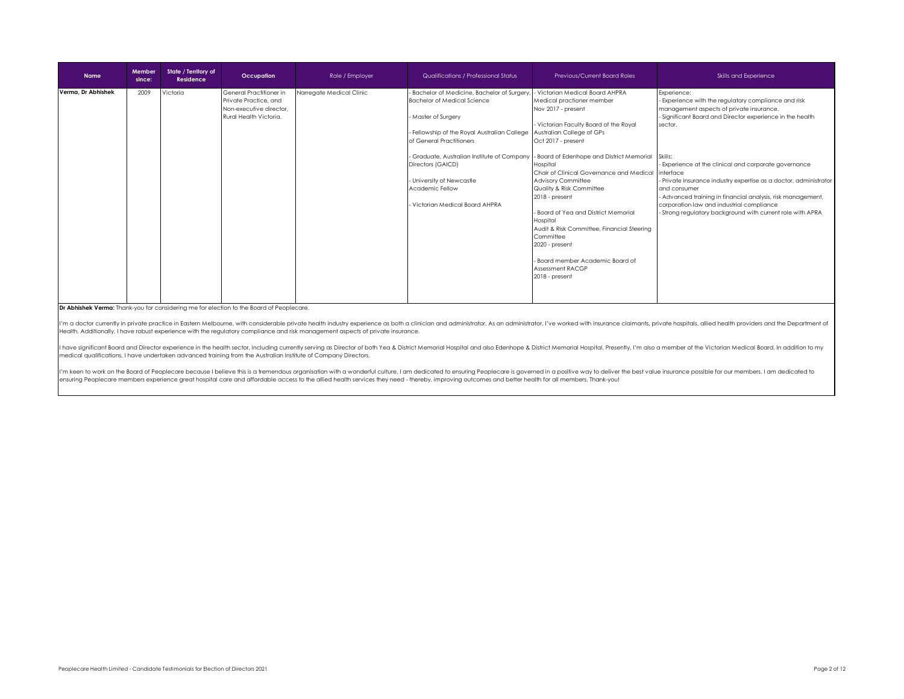| Name | Member since: | State / Territory of Residence | Occupation | Role / Employer | Qualifications / Professional Status | Previous/Current Board Roles | Skills and Experience |
|---|---|---|---|---|---|---|---|
| **Verma, Dr Abhishek** | 2009 | Victoria | General Practitioner in Private Practice, and Non-executive director, Rural Health Victoria. | Narregate Medical Clinic | - Bachelor of Medicine, Bachelor of Surgery, Bachelor of Medical Science<br><br>- Master of Surgery<br><br>- Fellowship of the Royal Australian College of General Practitioners<br><br>- Graduate, Australian Institute of Company Directors (GAICD)<br><br>- University of Newcastle Academic Fellow<br><br>- Victorian Medical Board AHPRA | - Victorian Medical Board AHPRA Medical practioner member Nov 2017 - present<br><br>- Victorian Faculty Board of the Royal Australian College of GPs Oct 2017 - present<br><br>- Board of Edenhope and District Memorial Hospital Chair of Clinical Governance and Medical Advisory Committee Quality & Risk Committee 2018 - present<br><br>- Board of Yea and District Memorial Hospital Audit & Risk Committee, Financial Steering Committee 2020 - present<br><br>- Board member Academic Board of Assessment RACGP 2018 - present | Experience:<br>- Experience with the regulatory compliance and risk management aspects of private insurance.<br>- Significant Board and Director experience in the health sector.<br><br>Skills:<br>- Experience at the clinical and corporate governance interface<br>- Private insurance industry expertise as a doctor, administrator and consumer<br>- Advanced training in financial analysis, risk management, corporation law and industrial compliance<br>- Strong regulatory background with current role with APRA |

**Dr Abhishek Verma:** Thank-you for considering me for election to the Board of Peoplecare.

I'm a doctor currently in private practice in Eastern Melbourne, with considerable private health industry experience as both a clinician and administrator. As an administrator, I've worked with insurance claimants, private hospitals, allied health providers and the Department of Health. Additionally, I have robust experience with the regulatory compliance and risk management aspects of private insurance.

I have significant Board and Director experience in the health sector, including currently serving as Director of both Yea & District Memorial Hospital and also Edenhope & District Memorial Hospital. Presently, I'm also a member of the Victorian Medical Board. In addition to my medical qualifications, I have undertaken advanced training from the Australian Institute of Company Directors.

I'm keen to work on the Board of Peoplecare because I believe this is a tremendous organisation with a wonderful culture. I am dedicated to ensuring Peoplecare is governed in a positive way to deliver the best value insurance possible for our members. I am dedicated to ensuring Peoplecare members experience great hospital care and affordable access to the allied health services they need - thereby, improving outcomes and better health for all members. Thank-you!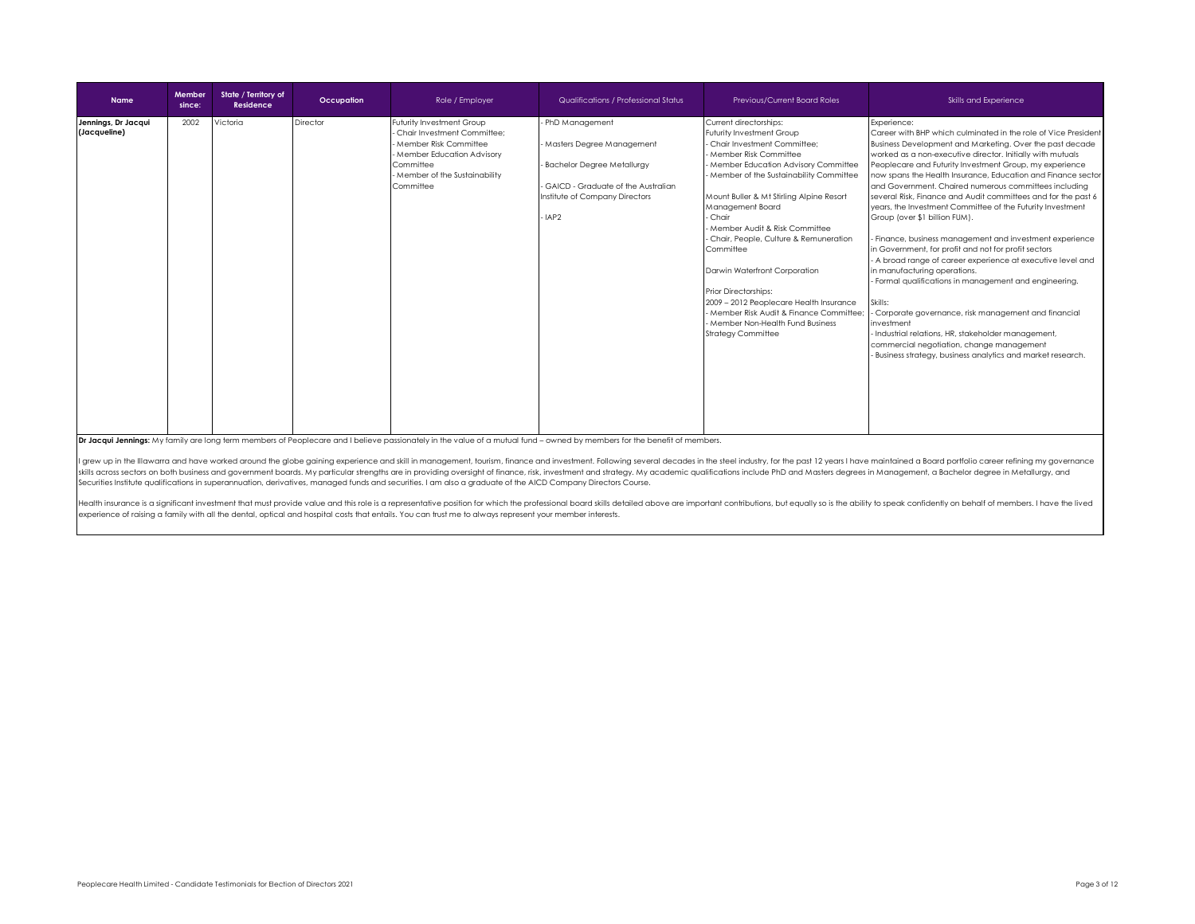| Name | Member since: | State / Territory of Residence | Occupation | Role / Employer | Qualifications / Professional Status | Previous/Current Board Roles | Skills and Experience |
|---|---|---|---|---|---|---|---|
| **Jennings, Dr Jacqui (Jacqueline)** | 2002 | Victoria | Director | Futurity Investment Group<br>- Chair Investment Committee;<br>- Member Risk Committee<br>- Member Education Advisory Committee<br>- Member of the Sustainability Committee | - PhD Management<br><br>- Masters Degree Management<br><br>- Bachelor Degree Metallurgy<br><br>- GAICD - Graduate of the Australian Institute of Company Directors<br><br>- IAP2 | Current directorships:<br>Futurity Investment Group<br>- Chair Investment Committee;<br>- Member Risk Committee<br>- Member Education Advisory Committee<br>- Member of the Sustainability Committee<br><br>Mount Buller & Mt Stirling Alpine Resort Management Board<br>- Chair<br>- Member Audit & Risk Committee<br>- Chair, People, Culture & Remuneration Committee<br><br>Darwin Waterfront Corporation<br><br>Prior Directorships:<br>2009 – 2012 Peoplecare Health Insurance<br>- Member Risk Audit & Finance Committee;<br>- Member Non-Health Fund Business Strategy Committee | Experience:<br>Career with BHP which culminated in the role of Vice President Business Development and Marketing. Over the past decade worked as a non-executive director. Initially with mutuals Peoplecare and Futurity Investment Group, my experience now spans the Health Insurance, Education and Finance sector and Government. Chaired numerous committees including several Risk, Finance and Audit committees and for the past 6 years, the Investment Committee of the Futurity Investment Group (over $1 billion FUM).<br><br>- Finance, business management and investment experience in Government, for profit and not for profit sectors<br>- A broad range of career experience at executive level and in manufacturing operations.<br>- Formal qualifications in management and engineering.<br><br>Skills:<br>- Corporate governance, risk management and financial investment<br>- Industrial relations, HR, stakeholder management, commercial negotiation, change management<br>- Business strategy, business analytics and market research. |

**Dr Jacqui Jennings:** My family are long term members of Peoplecare and I believe passionately in the value of a mutual fund – owned by members for the benefit of members.

I grew up in the Illawarra and have worked around the globe gaining experience and skill in management, tourism, finance and investment. Following several decades in the steel industry, for the past 12 years I have maintained a Board portfolio career refining my governance skills across sectors on both business and government boards. My particular strengths are in providing oversight of finance, risk, investment and strategy. My academic qualifications include PhD and Masters degrees in Management, a Bachelor degree in Metallurgy, and Securities Institute qualifications in superannuation, derivatives, managed funds and securities. I am also a graduate of the AICD Company Directors Course.

Health insurance is a significant investment that must provide value and this role is a representative position for which the professional board skills detailed above are important contributions, but equally so is the ability to speak confidently on behalf of members. I have the lived experience of raising a family with all the dental, optical and hospital costs that entails. You can trust me to always represent your member interests.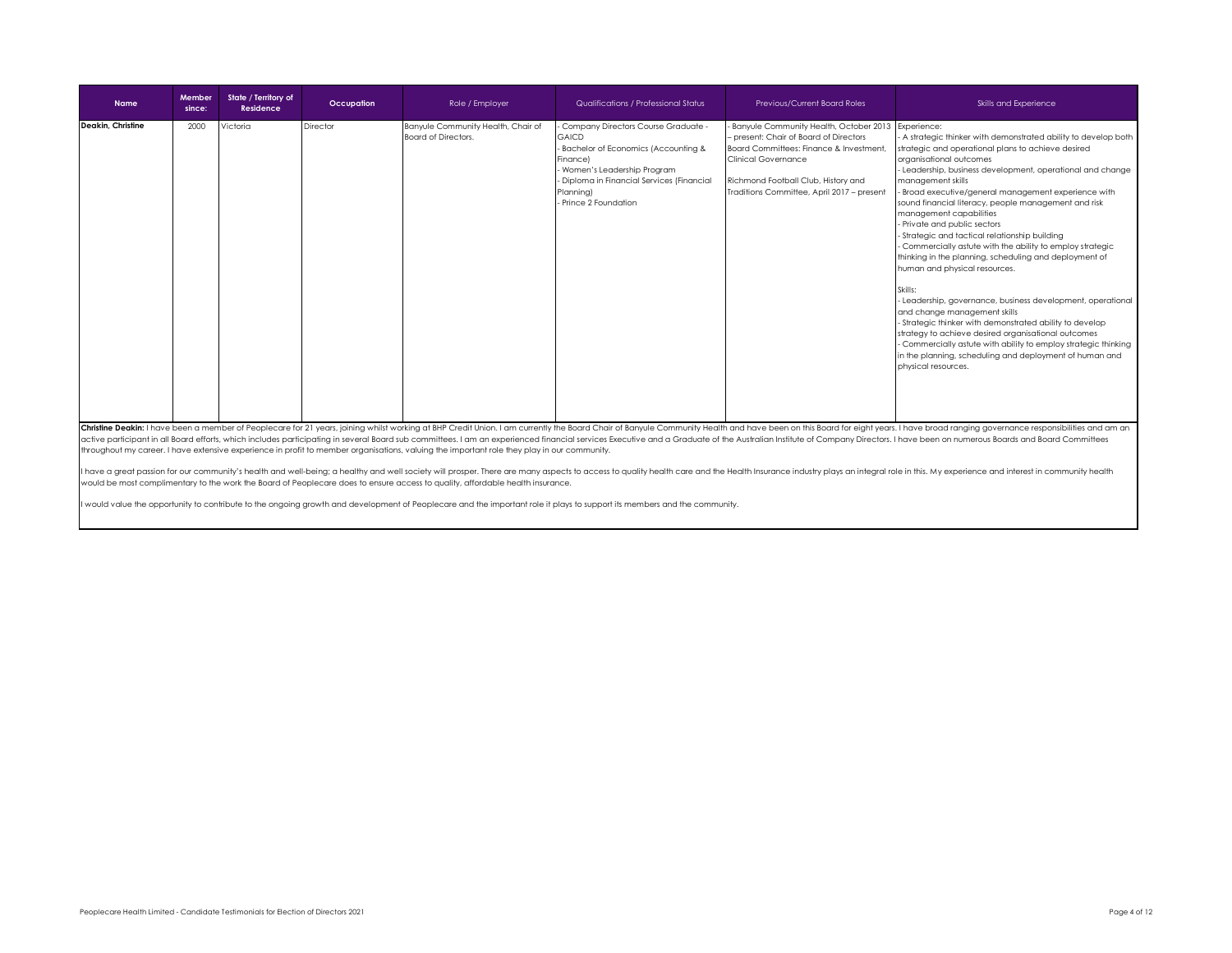| Name | Member since: | State / Territory of Residence | Occupation | Role / Employer | Qualifications / Professional Status | Previous/Current Board Roles | Skills and Experience |
|---|---|---|---|---|---|---|---|
| **Deakin, Christine** | 2000 | Victoria | Director | Banyule Community Health, Chair of Board of Directors. | - Company Directors Course Graduate - GAICD<br>- Bachelor of Economics (Accounting & Finance)<br>- Women's Leadership Program<br>- Diploma in Financial Services (Financial Planning)<br>- Prince 2 Foundation | - Banyule Community Health, October 2013 – present: Chair of Board of Directors Board Committees: Finance & Investment, Clinical Governance<br><br>Richmond Football Club, History and Traditions Committee, April 2017 – present | Experience:<br>- A strategic thinker with demonstrated ability to develop both strategic and operational plans to achieve desired organisational outcomes<br>- Leadership, business development, operational and change management skills<br>- Broad executive/general management experience with sound financial literacy, people management and risk management capabilities<br>- Private and public sectors<br>- Strategic and tactical relationship building<br>- Commercially astute with the ability to employ strategic thinking in the planning, scheduling and deployment of human and physical resources.<br><br>Skills:<br>- Leadership, governance, business development, operational and change management skills<br>- Strategic thinker with demonstrated ability to develop strategy to achieve desired organisational outcomes<br>- Commercially astute with ability to employ strategic thinking in the planning, scheduling and deployment of human and physical resources. |

**Christine Deakin:** I have been a member of Peoplecare for 21 years, joining whilst working at BHP Credit Union. I am currently the Board Chair of Banyule Community Health and have been on this Board for eight years. I have broad ranging governance responsibilities and am an active participant in all Board efforts, which includes participating in several Board sub committees. I am an experienced financial services Executive and a Graduate of the Australian Institute of Company Directors. I have been on numerous Boards and Board Committees throughout my career. I have extensive experience in profit to member organisations, valuing the important role they play in our community.

I have a great passion for our community's health and well-being; a healthy and well society will prosper. There are many aspects to access to quality health care and the Health Insurance industry plays an integral role in this. My experience and interest in community health would be most complimentary to the work the Board of Peoplecare does to ensure access to quality, affordable health insurance.

I would value the opportunity to contribute to the ongoing growth and development of Peoplecare and the important role it plays to support its members and the community.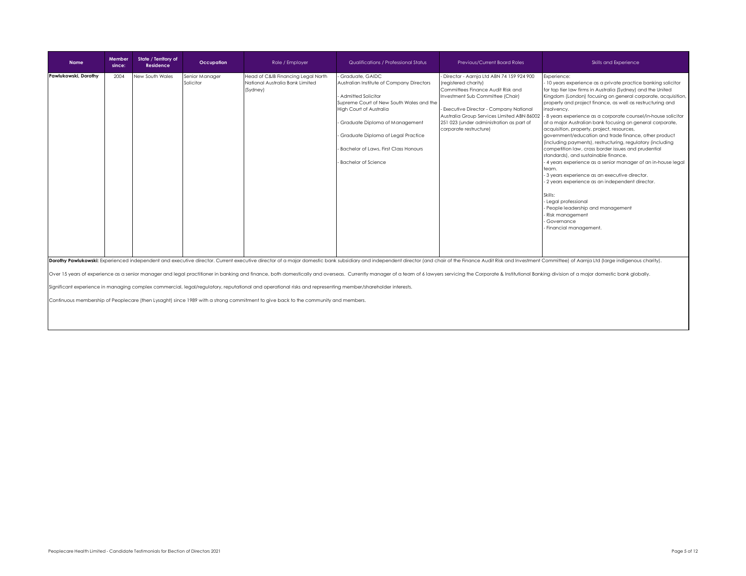| Name | Member since: | State / Territory of Residence | Occupation | Role / Employer | Qualifications / Professional Status | Previous/Current Board Roles | Skills and Experience |
|---|---|---|---|---|---|---|---|
| **Pawlukowski, Dorothy** | 2004 | New South Wales | Senior Manager Solicitor | Head of C&IB Financing Legal North National Australia Bank Limited (Sydney) | - Graduate, GAIDC Australian Institute of Company Directors<br><br>- Admitted Solicitor Supreme Court of New South Wales and the High Court of Australia<br><br>- Graduate Diploma of Management<br><br>- Graduate Diploma of Legal Practice<br><br>- Bachelor of Laws, First Class Honours<br><br>- Bachelor of Science | - Director - Aarnja Ltd ABN 74 159 924 900 (registered charity) Committees Finance Audit Risk and Investment Sub Committee (Chair)<br><br>- Executive Director - Company National Australia Group Services Limited ABN 86002 251 023 (under administration as part of corporate restructure) | Experience:<br>- 10 years experience as a private practice banking solicitor for top tier law firms in Australia (Sydney) and the United Kingdom (London) focusing on general corporate, acquisition, property and project finance, as well as restructuring and insolvency.<br>- 8 years experience as a corporate counsel/in-house solicitor at a major Australian bank focusing on general corporate, acquisition, property, project, resources, government/education and trade finance, other product (including payments), restructuring, regulatory (including competition law, cross border issues and prudential standards), and sustainable finance.<br>- 4 years experience as a senior manager of an in-house legal team.<br>- 3 years experience as an executive director.<br>- 2 years experience as an independent director.<br><br>Skills:<br>- Legal professional<br>- People leadership and management<br>- Risk management<br>- Governance<br>- Financial management. |

**Dorothy Pawlukowski:** Experienced independent and executive director. Current executive director of a major domestic bank subsidiary and independent director (and chair of the Finance Audit Risk and Investment Committee) of Aarnja Ltd (large indigenous charity).

Over 15 years of experience as a senior manager and legal practitioner in banking and finance, both domestically and overseas. Currently manager of a team of 6 lawyers servicing the Corporate & Institutional Banking division of a major domestic bank globally.

Significant experience in managing complex commercial, legal/regulatory, reputational and operational risks and representing member/shareholder interests.

Continuous membership of Peoplecare (then Lysaght) since 1989 with a strong commitment to give back to the community and members.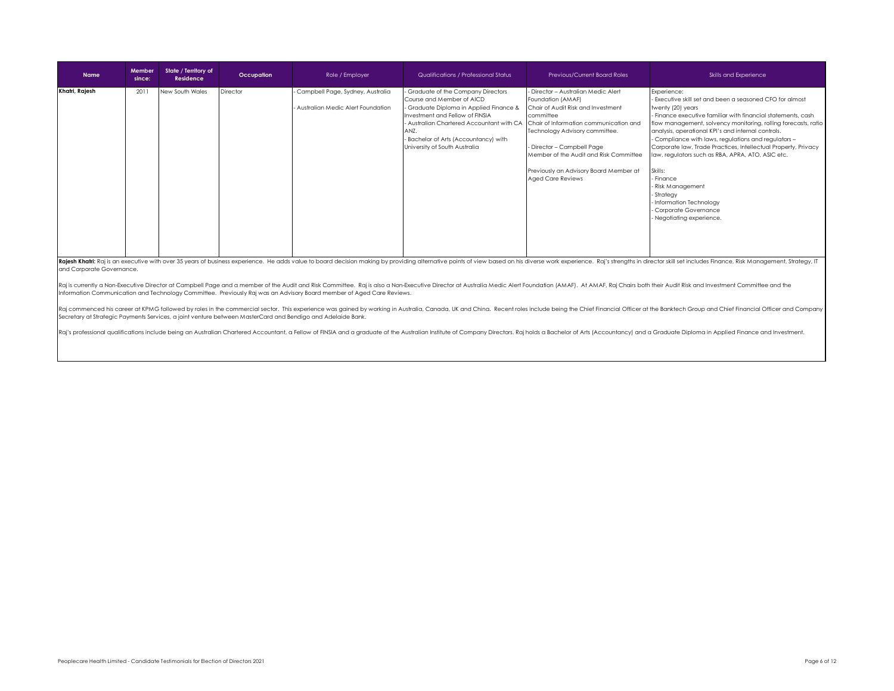| Name | Member since: | State / Territory of Residence | Occupation | Role / Employer | Qualifications / Professional Status | Previous/Current Board Roles | Skills and Experience |
|---|---|---|---|---|---|---|---|
| Khatri, Rajesh | 2011 | New South Wales | Director | - Campbell Page, Sydney, Australia<br>- Australian Medic Alert Foundation | - Graduate of the Company Directors Course and Member of AICD<br>- Graduate Diploma in Applied Finance & Investment and Fellow of FINSIA<br>- Australian Chartered Accountant with CA ANZ.<br>- Bachelor of Arts (Accountancy) with University of South Australia | - Director – Australian Medic Alert Foundation (AMAF)<br>Chair of Audit Risk and Investment committee<br>Chair of Information communication and Technology Advisory committee.<br><br>- Director – Campbell Page<br>Member of the Audit and Risk Committee<br><br>Previously an Advisory Board Member at Aged Care Reviews | Experience:<br>- Executive skill set and been a seasoned CFO for almost twenty (20) years<br>- Finance executive familiar with financial statements, cash flow management, solvency monitoring, rolling forecasts, ratio analysis, operational KPI's and internal controls.<br>- Compliance with laws, regulations and regulators – Corporate law, Trade Practices, Intellectual Property, Privacy law, regulators such as RBA, APRA, ATO, ASIC etc.<br><br>Skills:<br>- Finance<br>- Risk Management<br>- Strategy<br>- Information Technology<br>- Corporate Governance<br>- Negotiating experience. |

**Rajesh Khatri:** Raj is an executive with over 35 years of business experience. He adds value to board decision making by providing alternative points of view based on his diverse work experience. Raj's strengths in director skill set includes Finance, Risk Management, Strategy, IT and Corporate Governance.

Raj is currently a Non-Executive Director at Campbell Page and a member of the Audit and Risk Committee. Raj is also a Non-Executive Director at Australia Medic Alert Foundation (AMAF). At AMAF, Raj Chairs both their Audit Risk and Investment Committee and the Information Communication and Technology Committee. Previously Raj was an Advisory Board member of Aged Care Reviews.

Raj commenced his career at KPMG followed by roles in the commercial sector. This experience was gained by working in Australia, Canada, UK and China. Recent roles include being the Chief Financial Officer at the Banktech Group and Chief Financial Officer and Company Secretary at Strategic Payments Services, a joint venture between MasterCard and Bendigo and Adelaide Bank.

Raj's professional qualifications include being an Australian Chartered Accountant, a Fellow of FINSIA and a graduate of the Australian Institute of Company Directors. Raj holds a Bachelor of Arts (Accountancy) and a Graduate Diploma in Applied Finance and Investment.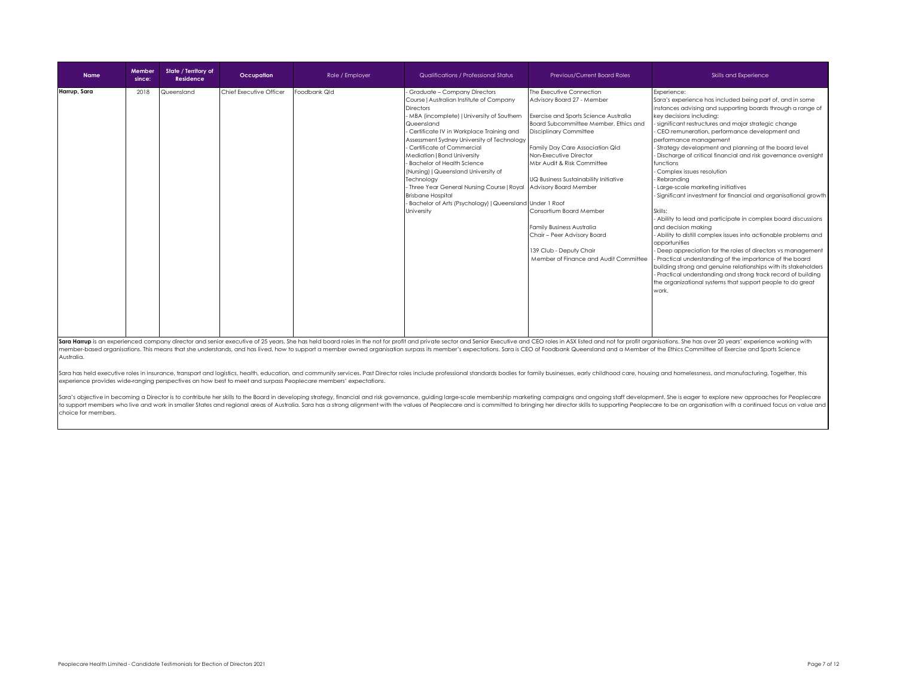| Name | Member since: | State / Territory of Residence | Occupation | Role / Employer | Qualifications / Professional Status | Previous/Current Board Roles | Skills and Experience |
|---|---|---|---|---|---|---|---|
| **Harrup, Sara** | 2018 | Queensland | Chief Executive Officer | Foodbank Qld | - Graduate – Company Directors Course \| Australian Institute of Company Directors<br>- MBA (incomplete) \| University of Southern Queensland<br>- Certificate IV in Workplace Training and Assessment Sydney University of Technology<br>- Certificate of Commercial Mediation \| Bond University<br>- Bachelor of Health Science (Nursing) \| Queensland University of Technology<br>- Three Year General Nursing Course \| Royal Brisbane Hospital<br>- Bachelor of Arts (Psychology) \| Queensland University | The Executive Connection<br>Advisory Board 27 - Member<br><br>Exercise and Sports Science Australia<br>Board Subcommittee Member, Ethics and Disciplinary Committee<br><br>Family Day Care Association Qld<br>Non-Executive Director<br>Mbr Audit & Risk Committee<br><br>UQ Business Sustainability Initiative<br>Advisory Board Member<br><br>Under 1 Roof<br>Consortium Board Member<br><br>Family Business Australia<br>Chair – Peer Advisory Board<br><br>139 Club - Deputy Chair<br>Member of Finance and Audit Committee | Experience:<br>Sara's experience has included being part of, and in some instances advising and supporting boards through a range of key decisions including:<br>- significant restructures and major strategic change<br>- CEO remuneration, performance development and performance management<br>- Strategy development and planning at the board level<br>- Discharge of critical financial and risk governance oversight functions<br>- Complex issues resolution<br>- Rebranding<br>- Large-scale marketing initiatives<br>- Significant investment for financial and organisational growth<br><br>Skills:<br>- Ability to lead and participate in complex board discussions and decision making<br>- Ability to distill complex issues into actionable problems and opportunities<br>- Deep appreciation for the roles of directors vs management<br>- Practical understanding of the importance of the board building strong and genuine relationships with its stakeholders<br>- Practical understanding and strong track record of building the organizational systems that support people to do great work. |

**Sara Harrup** is an experienced company director and senior executive of 25 years. She has held board roles in the not for profit and private sector and Senior Executive and CEO roles in ASX listed and not for profit organisations. She has over 20 years' experience working with member-based organisations. This means that she understands, and has lived, how to support a member owned organisation surpass its member's expectations. Sara is CEO of Foodbank Queensland and a Member of the Ethics Committee of Exercise and Sports Science Australia.

Sara has held executive roles in insurance, transport and logistics, health, education, and community services. Past Director roles include professional standards bodies for family businesses, early childhood care, housing and homelessness, and manufacturing. Together, this experience provides wide-ranging perspectives on how best to meet and surpass Peoplecare members' expectations.

Sara's objective in becoming a Director is to contribute her skills to the Board in developing strategy, financial and risk governance, guiding large-scale membership marketing campaigns and ongoing staff development. She is eager to explore new approaches for Peoplecare to support members who live and work in smaller States and regional areas of Australia. Sara has a strong alignment with the values of Peoplecare and is committed to bringing her director skills to supporting Peoplecare to be an organisation with a continued focus on value and choice for members.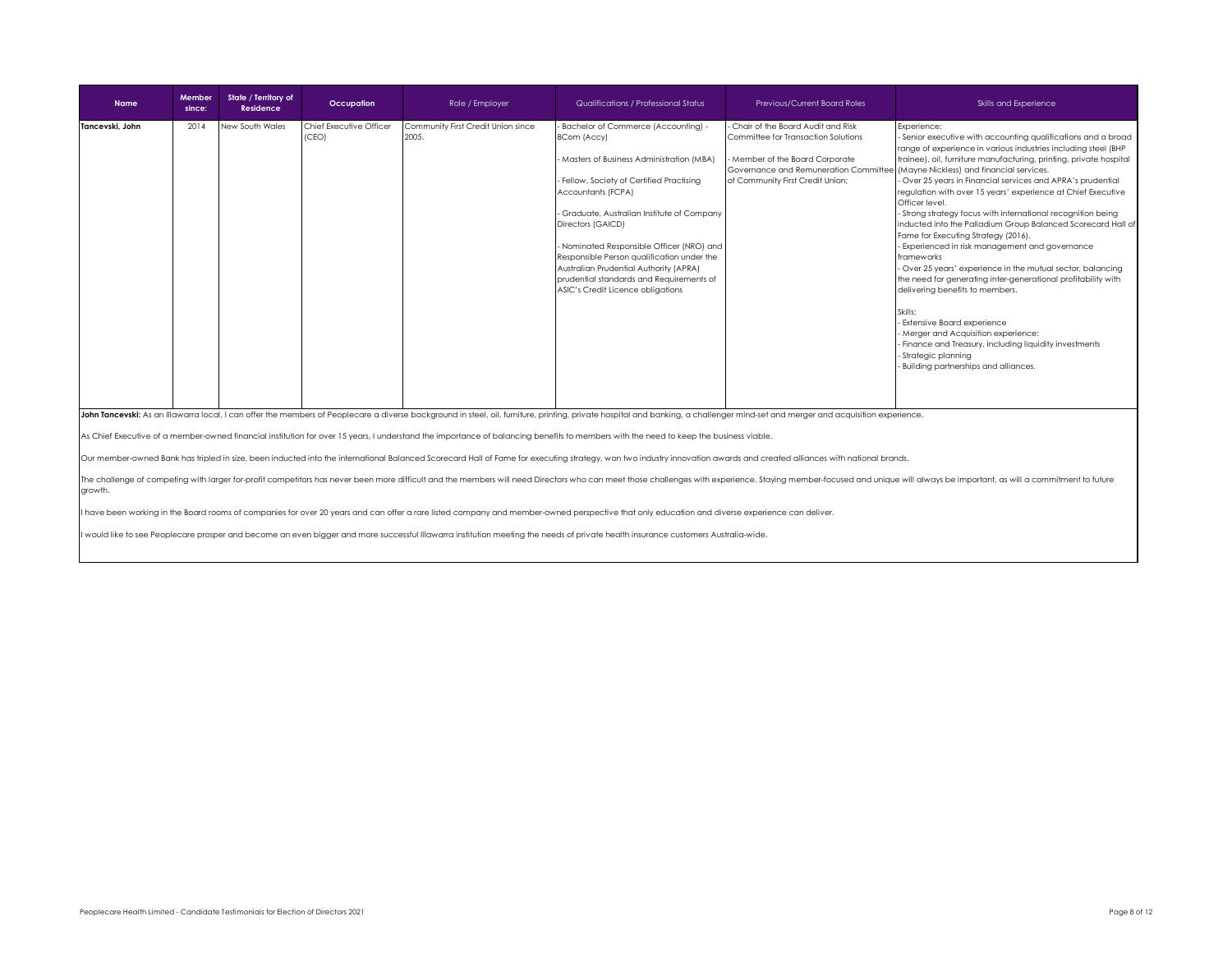| Name | Member since: | State / Territory of Residence | Occupation | Role / Employer | Qualifications / Professional Status | Previous/Current Board Roles | Skills and Experience |
|---|---|---|---|---|---|---|---|
| **Tancevski, John** | 2014 | New South Wales | Chief Executive Officer (CEO) | Community First Credit Union since 2005. | - Bachelor of Commerce (Accounting) - BCom (Accy)<br><br>- Masters of Business Administration (MBA)<br><br>- Fellow, Society of Certified Practising Accountants (FCPA)<br><br>- Graduate, Australian Institute of Company Directors (GAICD)<br><br>- Nominated Responsible Officer (NRO) and Responsible Person qualification under the Australian Prudential Authority (APRA) prudential standards and Requirements of ASIC's Credit Licence obligations | - Chair of the Board Audit and Risk Committee for Transaction Solutions<br><br>- Member of the Board Corporate Governance and Remuneration Committee of Community First Credit Union; | Experience:<br>- Senior executive with accounting qualifications and a broad range of experience in various industries including steel (BHP trainee), oil, furniture manufacturing, printing, private hospital (Mayne Nickless) and financial services.<br>- Over 25 years in Financial services and APRA's prudential regulation with over 15 years' experience at Chief Executive Officer level.<br>- Strong strategy focus with international recognition being inducted into the Palladium Group Balanced Scorecard Hall of Fame for Executing Strategy (2016).<br>- Experienced in risk management and governance frameworks<br>- Over 25 years' experience in the mutual sector, balancing the need for generating inter-generational profitability with delivering benefits to members.<br><br>Skills:<br>- Extensive Board experience<br>- Merger and Acquisition experience:<br>- Finance and Treasury, including liquidity investments<br>- Strategic planning<br>- Building partnerships and alliances. |

**John Tancevski:** As an Illawarra local, I can offer the members of Peoplecare a diverse background in steel, oil, furniture, printing, private hospital and banking, a challenger mind-set and merger and acquisition experience.

As Chief Executive of a member-owned financial institution for over 15 years, I understand the importance of balancing benefits to members with the need to keep the business viable.

Our member-owned Bank has tripled in size, been inducted into the international Balanced Scorecard Hall of Fame for executing strategy, won two industry innovation awards and created alliances with national brands.

The challenge of competing with larger for-profit competitors has never been more difficult and the members will need Directors who can meet those challenges with experience. Staying member-focused and unique will always be important, as will a commitment to future growth.

I have been working in the Board rooms of companies for over 20 years and can offer a rare listed company and member-owned perspective that only education and diverse experience can deliver.

I would like to see Peoplecare prosper and become an even bigger and more successful Illawarra institution meeting the needs of private health insurance customers Australia-wide.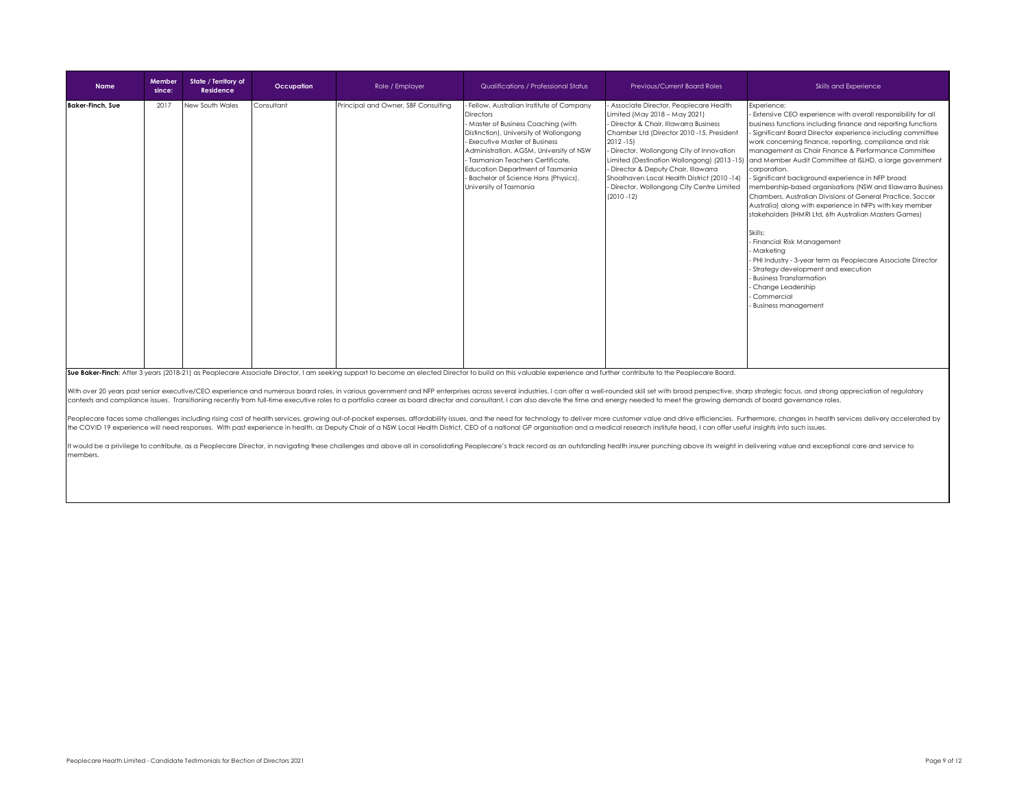| Name | Member since: | State / Territory of Residence | Occupation | Role / Employer | Qualifications / Professional Status | Previous/Current Board Roles | Skills and Experience |
|---|---|---|---|---|---|---|---|
| **Baker-Finch, Sue** | 2017 | New South Wales | Consultant | Principal and Owner, SBF Consulting | - Fellow, Australian Institute of Company Directors<br>- Master of Business Coaching (with Distinction), University of Wollongong<br>- Executive Master of Business Administration, AGSM, University of NSW<br>- Tasmanian Teachers Certificate, Education Department of Tasmania<br>- Bachelor of Science Hons (Physics), University of Tasmania | - Associate Director, Peoplecare Health Limited (May 2018 – May 2021)<br>- Director & Chair, Illawarra Business Chamber Ltd (Director 2010 -15, President 2012 -15)<br>- Director, Wollongong City of Innovation Limited (Destination Wollongong) (2013 -15)<br>- Director & Deputy Chair, Illawarra Shoalhaven Local Health District (2010 -14)<br>- Director, Wollongong City Centre Limited (2010 -12) | Experience:<br>- Extensive CEO experience with overall responsibility for all business functions including finance and reporting functions<br>- Significant Board Director experience including committee work concerning finance, reporting, compliance and risk management as Chair Finance & Performance Committee and Member Audit Committee at ISLHD, a large government corporation.<br>- Significant background experience in NFP broad membership-based organisations (NSW and Illawarra Business Chambers, Australian Divisions of General Practice, Soccer Australia) along with experience in NFPs with key member stakeholders (IHMRI Ltd, 6th Australian Masters Games)<br><br>Skills:<br>- Financial Risk Management<br>- Marketing<br>- PHI Industry - 3-year term as Peoplecare Associate Director<br>- Strategy development and execution<br>- Business Transformation<br>- Change Leadership<br>- Commercial<br>- Business management |

**Sue Baker-Finch:** After 3 years (2018-21) as Peoplecare Associate Director, I am seeking support to become an elected Director to build on this valuable experience and further contribute to the Peoplecare Board.

With over 20 years past senior executive/CEO experience and numerous board roles, in various government and NFP enterprises across several industries, I can offer a well-rounded skill set with broad perspective, sharp strategic focus, and strong appreciation of regulatory contexts and compliance issues. Transitioning recently from full-time executive roles to a portfolio career as board director and consultant, I can also devote the time and energy needed to meet the growing demands of board governance roles.

Peoplecare faces some challenges including rising cost of health services, growing out-of-pocket expenses, affordability issues, and the need for technology to deliver more customer value and drive efficiencies. Furthermore, changes in health services delivery accelerated by the COVID 19 experience will need responses. With past experience in health, as Deputy Chair of a NSW Local Health District, CEO of a national GP organisation and a medical research institute head, I can offer useful insights into such issues.

It would be a privilege to contribute, as a Peoplecare Director, in navigating these challenges and above all in consolidating Peoplecare's track record as an outstanding health insurer punching above its weight in delivering value and exceptional care and service to members.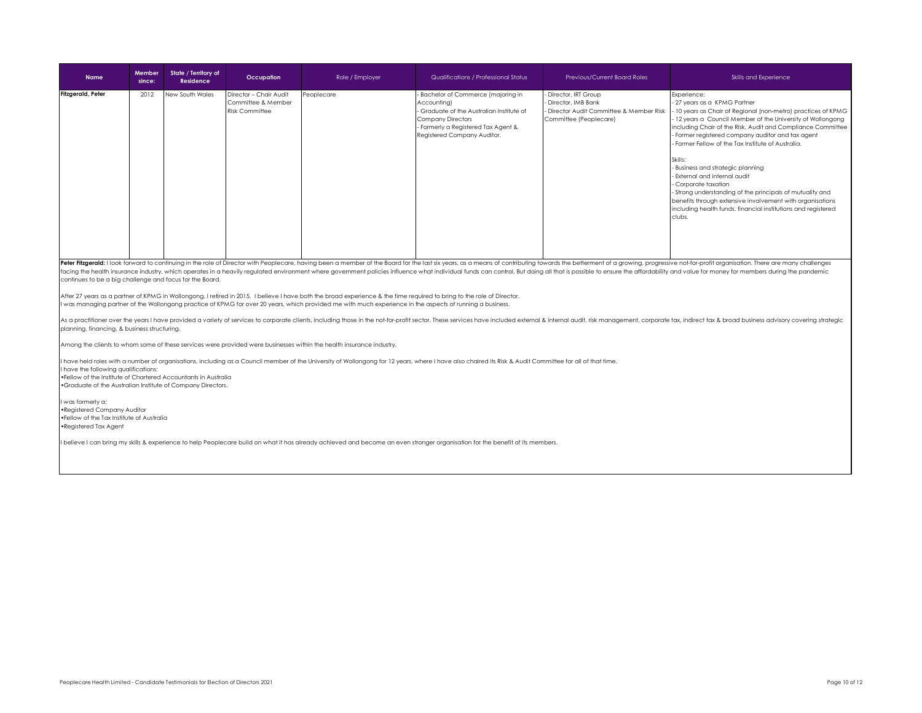| Name | Member since: | State / Territory of Residence | Occupation | Role / Employer | Qualifications / Professional Status | Previous/Current Board Roles | Skills and Experience |
|---|---|---|---|---|---|---|---|
| **Fitzgerald, Peter** | 2012 | New South Wales | Director – Chair Audit Committee & Member Risk Committee | Peoplecare | - Bachelor of Commerce (majoring in Accounting)<br>- Graduate of the Australian Institute of Company Directors<br>- Formerly a Registered Tax Agent & Registered Company Auditor. | - Director, IRT Group<br>- Director, IMB Bank<br>- Director Audit Committee & Member Risk Committee (Peoplecare) | Experience:<br>- 27 years as a KPMG Partner<br>- 10 years as Chair of Regional (non-metro) practices of KPMG<br>- 12 years a Council Member of the University of Wollongong including Chair of the Risk, Audit and Compliance Committee<br>- Former registered company auditor and tax agent<br>- Former Fellow of the Tax Institute of Australia.<br><br>Skills:<br>- Business and strategic planning<br>- External and internal audit<br>- Corporate taxation<br>- Strong understanding of the principals of mutuality and benefits through extensive involvement with organisations including health funds, financial institutions and registered clubs. |

**Peter Fitzgerald:** I look forward to continuing in the role of Director with Peoplecare, having been a member of the Board for the last six years, as a means of contributing towards the betterment of a growing, progressive not-for-profit organisation. There are many challenges facing the health insurance industry, which operates in a heavily regulated environment where government policies influence what individual funds can control. But doing all that is possible to ensure the affordability and value for money for members during the pandemic continues to be a big challenge and focus for the Board.

After 27 years as a partner of KPMG in Wollongong, I retired in 2015. I believe I have both the broad experience & the time required to bring to the role of Director.
I was managing partner of the Wollongong practice of KPMG for over 20 years, which provided me with much experience in the aspects of running a business.

As a practitioner over the years I have provided a variety of services to corporate clients, including those in the not-for-profit sector. These services have included external & internal audit, risk management, corporate tax, indirect tax & broad business advisory covering strategic planning, financing, & business structuring.

Among the clients to whom some of these services were provided were businesses within the health insurance industry.

I have held roles with a number of organisations, including as a Council member of the University of Wollongong for 12 years, where I have also chaired its Risk & Audit Committee for all of that time.
I have the following qualifications:
- Fellow of the Institute of Chartered Accountants in Australia
- Graduate of the Australian Institute of Company Directors.

I was formerly a:
- Registered Company Auditor
- Fellow of the Tax Institute of Australia
- Registered Tax Agent

I believe I can bring my skills & experience to help Peoplecare build on what it has already achieved and become an even stronger organisation for the benefit of its members.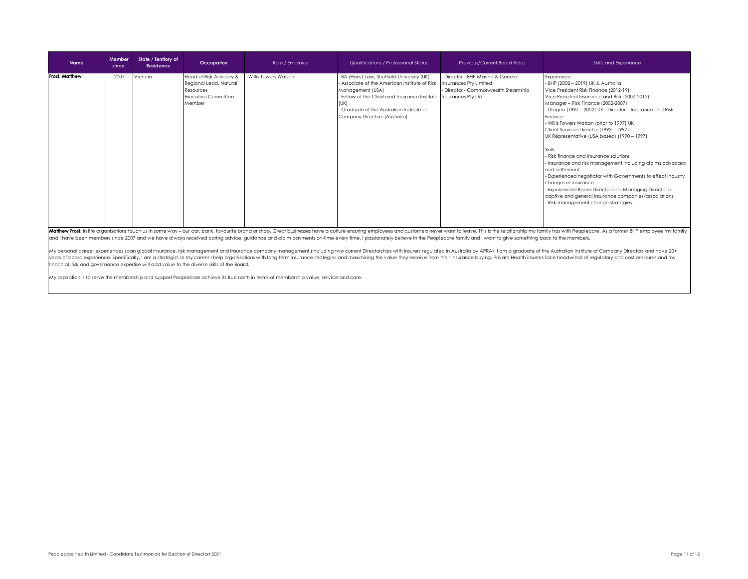| Name | Member since: | State / Territory of Residence | Occupation | Role / Employer | Qualifications / Professional Status | Previous/Current Board Roles | Skills and Experience |
|---|---|---|---|---|---|---|---|
| **Frost, Matthew** | 2007 | Victoria | Head of Risk Advisory & Regional Lead, Natural Resources Executive Committee Member | - Willis Towers Watson | - BA (Hons) Law, Sheffield University (UK)<br>- Associate of the American Institute of Risk Management (USA)<br>- Fellow of the Chartered Insurance Institute (UK)<br>- Graduate of the Australian Institute of Company Directors (Australia) | - Director - BHP Marine & General Insurances Pty Limited<br>- Director - Commonwealth Steamship Insurances Pty Ltd | Experience:<br>- BHP (2002 – 2019) UK & Australia<br>Vice President Risk Finance (2012-19)<br>Vice President Insurance and Risk (2007-2012)<br>Manager – Risk Finance (2002-2007)<br>- Diageo (1997 – 2002) UK - Director – Insurance and Risk Finance<br>- Willis Towers Watson (prior to 1997) UK<br>Client Services Director (1993 – 1997)<br>UK Representative (USA based) (1990 – 1997)<br><br>Skills:<br>- Risk finance and insurance solutions<br>- Insurance and risk management including claims advocacy and settlement<br>- Experienced negotiator with Governments to effect industry changes in insurance<br>- Experienced Board Director and Managing Director of captive and general insurance companies/associations<br>- Risk management change strategies. |

**Matthew Frost:** In life organisations touch us in some way – our car, bank, favourite brand or shop. Great businesses have a culture ensuring employees and customers never want to leave. This is the relationship my family has with Peoplecare. As a former BHP employee my family and I have been members since 2007 and we have always received caring advice, guidance and claim payments on-time every time. I passionately believe in the Peoplecare family and I want to give something back to the members.

My personal career experiences span global insurance, risk management and insurance company management (including two current Directorships with insurers regulated in Australia by APRA). I am a graduate of the Australian Institute of Company Directors and have 20+ years of board experience. Specifically, I am a strategist. In my career I help organisations with long-term insurance strategies and maximising the value they receive from their insurance buying. Private Health insurers face headwinds of regulatory and cost pressures and my financial, risk and governance expertise will add value to the diverse skills of the Board.

My aspiration is to serve the membership and support Peoplecare achieve its true north in terms of membership value, service and care.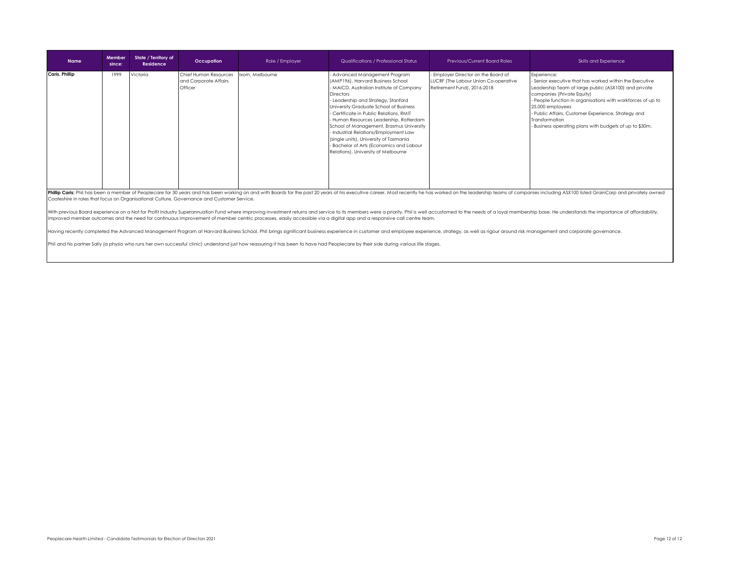| Name | Member since: | State / Territory of Residence | Occupation | Role / Employer | Qualifications / Professional Status | Previous/Current Board Roles | Skills and Experience |
|---|---|---|---|---|---|---|---|
| **Caris, Phillip** | 1999 | Victoria | Chief Human Resources and Corporate Affairs Officer | Ixom, Melbourne | - Advanced Management Program (AMP196), Harvard Business School<br>- MAICD, Australian Institute of Company Directors<br>- Leadership and Strategy, Stanford University Graduate School of Business<br>- Certificate in Public Relations, RMIT<br>- Human Resources Leadership, Rotterdam School of Management, Erasmus University<br>- Industrial Relations/Employment Law (single units), University of Tasmania<br>- Bachelor of Arts (Economics and Labour Relations), University of Melbourne | - Employer Director on the Board of LUCRF (The Labour Union Co-operative Retirement Fund), 2016-2018 | Experience:<br>- Senior executive that has worked within the Executive Leadership Team of large public (ASX100) and private companies (Private Equity)<br>- People function in organisations with workforces of up to 25,000 employees<br>- Public Affairs, Customer Experience, Strategy and Transformation<br>- Business operating plans with budgets of up to $30m. |

**Phillip Caris:** Phil has been a member of Peoplecare for 30 years and has been working on and with Boards for the past 20 years of his executive career. Most recently he has worked on the leadership teams of companies including ASX100 listed GrainCorp and privately owned Coateshire in roles that focus on Organisational Culture, Governance and Customer Service.

With previous Board experience on a Not for Profit Industry Superannuation Fund where improving investment returns and service to its members were a priority, Phil is well accustomed to the needs of a loyal membership base. He understands the importance of affordability, improved member outcomes and the need for continuous improvement of member centric processes, easily accessible via a digital app and a responsive call centre team.

Having recently completed the Advanced Management Program at Harvard Business School, Phil brings significant business experience in customer and employee experience, strategy, as well as rigour around risk management and corporate governance.

Phil and his partner Sally (a physio who runs her own successful clinic) understand just how reassuring it has been to have had Peoplecare by their side during various life stages.